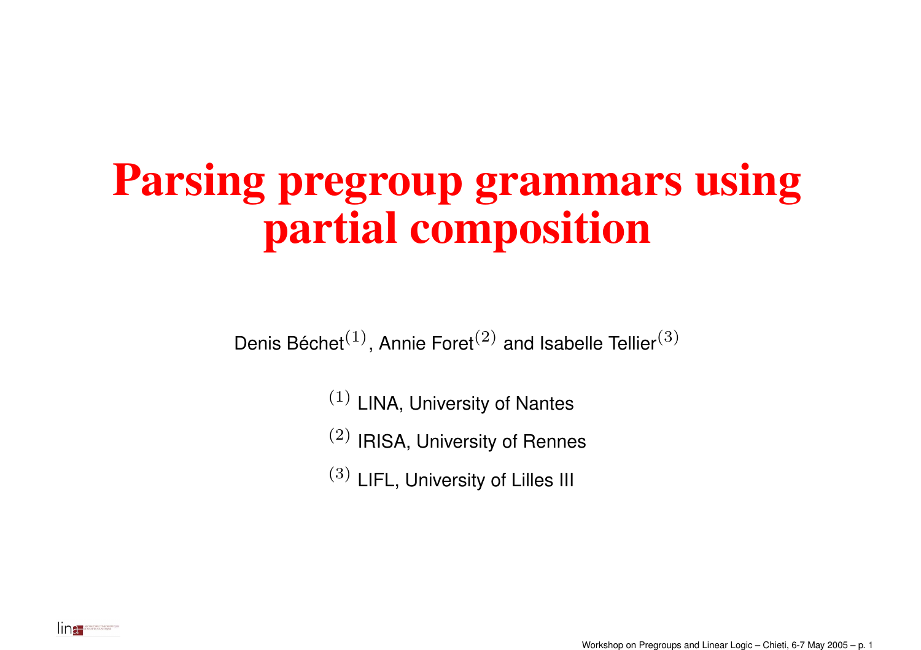# Parsing pregroup grammars using partial composition

Denis Béchet[(1)], Annie Foret[(2)] and Isabelle Tellier[(3)]

[(1)] LINA, University of Nantes

[(2)] IRISA, University of Rennes

[(3)] LIFL, University of Lilles III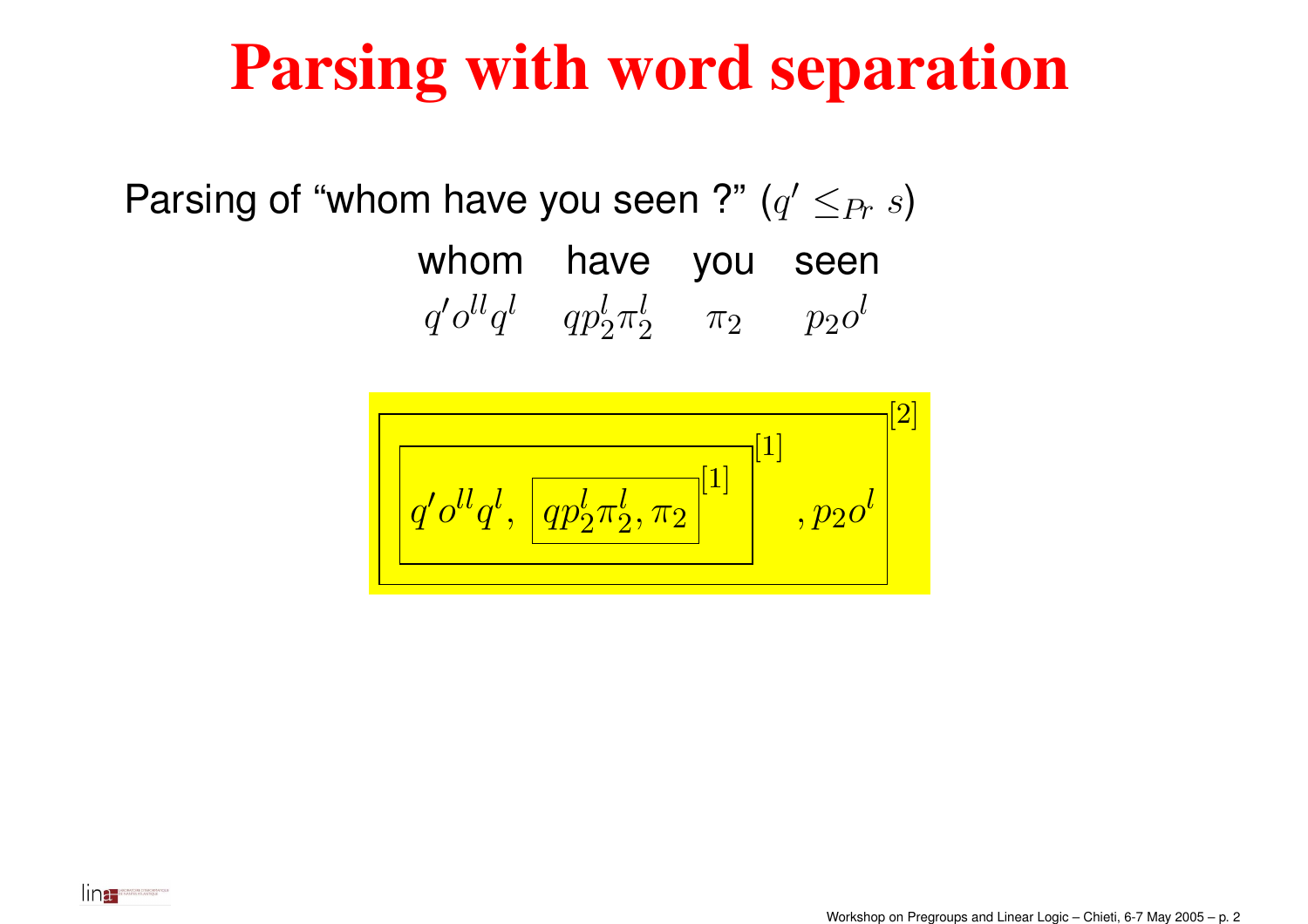# Parsing with word separation

Parsing of "whom have you seen ?" ($q' \leq_{Pr} s$)

| whom | have | you | seen |
|---|---|---|---|
| $q' o^{ll} q^l$ | $q p_2^l \pi_2^l$ | $\pi_2$ | $p_2 o^l$ |

$$\boxed{\boxed{q' o^{ll} q^l, \ \boxed{q p_2^l \pi_2^l, \pi_2}^{[1]}}^{[1]} \ , p_2 o^l}^{[2]}$$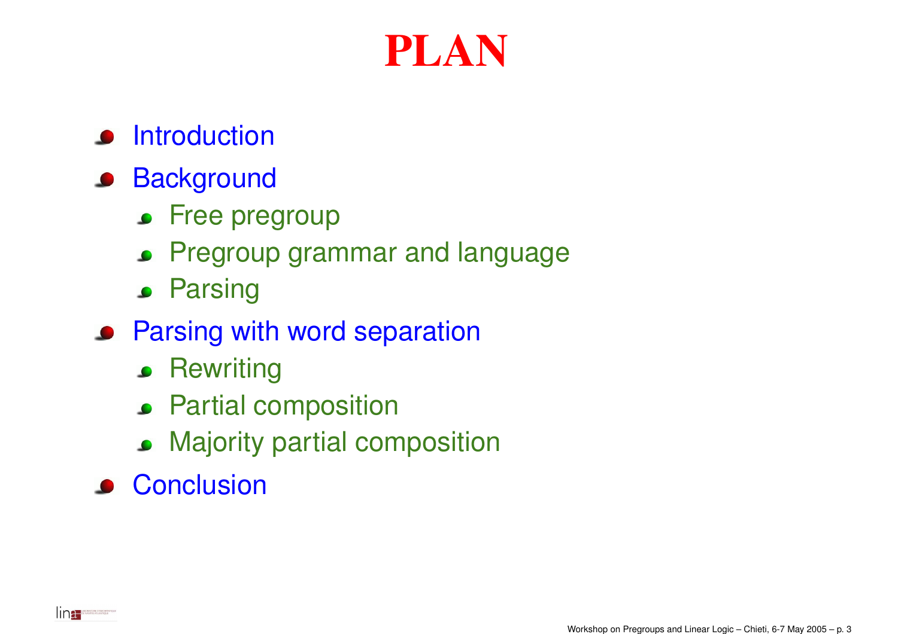# PLAN

- Introduction
- Background
  - Free pregroup
  - Pregroup grammar and language
  - Parsing
- Parsing with word separation
  - Rewriting
  - Partial composition
  - Majority partial composition
- Conclusion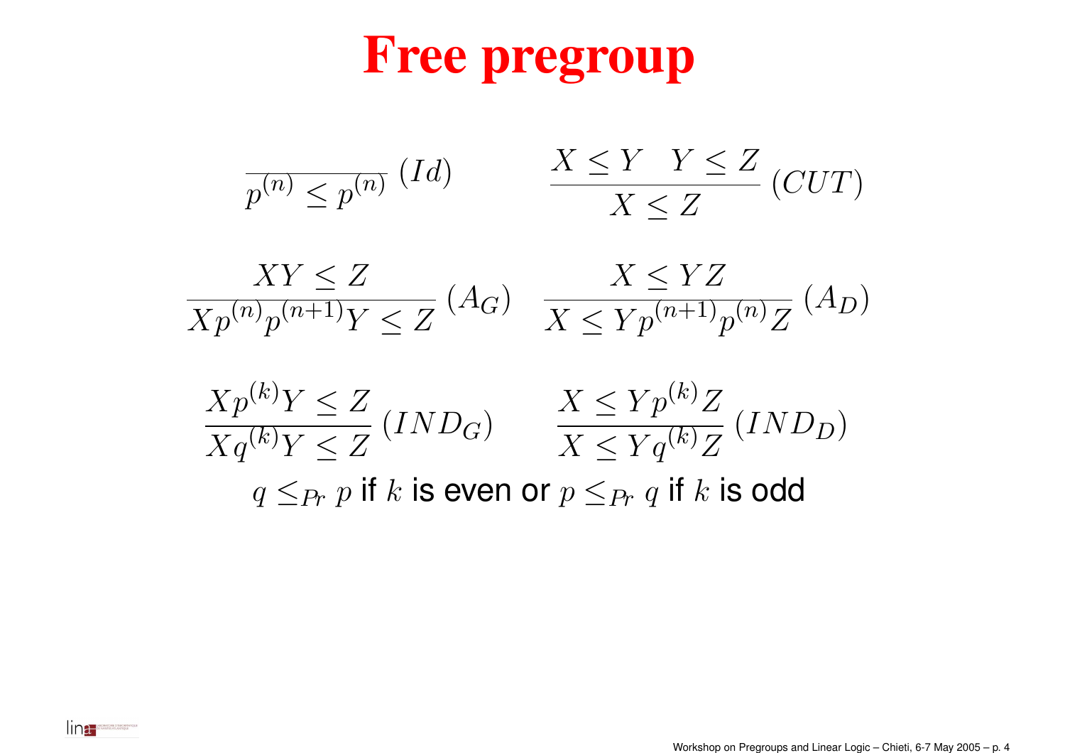# Free pregroup

$$\frac{}{p^{(n)} \leq p^{(n)}}\,(Id) \qquad \frac{X \leq Y \quad Y \leq Z}{X \leq Z}\,(CUT)$$

$$\frac{XY \leq Z}{Xp^{(n)}p^{(n+1)}Y \leq Z}\,(A_G) \qquad \frac{X \leq YZ}{X \leq Yp^{(n+1)}p^{(n)}Z}\,(A_D)$$

$$\frac{Xp^{(k)}Y \leq Z}{Xq^{(k)}Y \leq Z}\,(IND_G) \qquad \frac{X \leq Yp^{(k)}Z}{X \leq Yq^{(k)}Z}\,(IND_D)$$

$q \leq_{Pr} p$ if $k$ is even or $p \leq_{Pr} q$ if $k$ is odd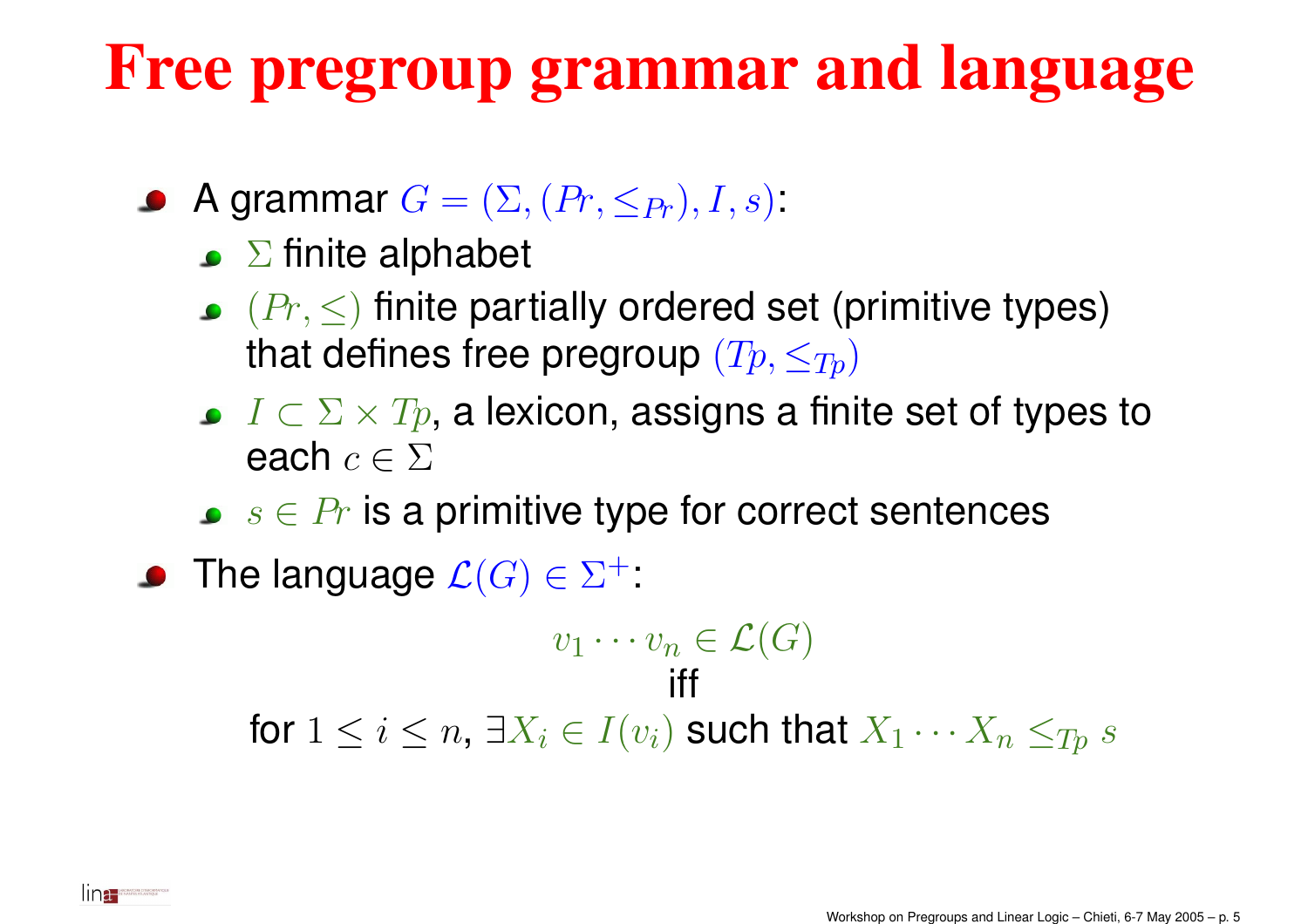# Free pregroup grammar and language

- A grammar $G = (\Sigma, (Pr, \leq_{Pr}), I, s)$:
  - $\Sigma$ finite alphabet
  - $(Pr, \leq)$ finite partially ordered set (primitive types) that defines free pregroup $(Tp, \leq_{Tp})$
  - $I \subset \Sigma \times Tp$, a lexicon, assigns a finite set of types to each $c \in \Sigma$
  - $s \in Pr$ is a primitive type for correct sentences
- The language $\mathcal{L}(G) \in \Sigma^+$:

$$v_1 \cdots v_n \in \mathcal{L}(G)$$

iff

for $1 \leq i \leq n$, $\exists X_i \in I(v_i)$ such that $X_1 \cdots X_n \leq_{Tp} s$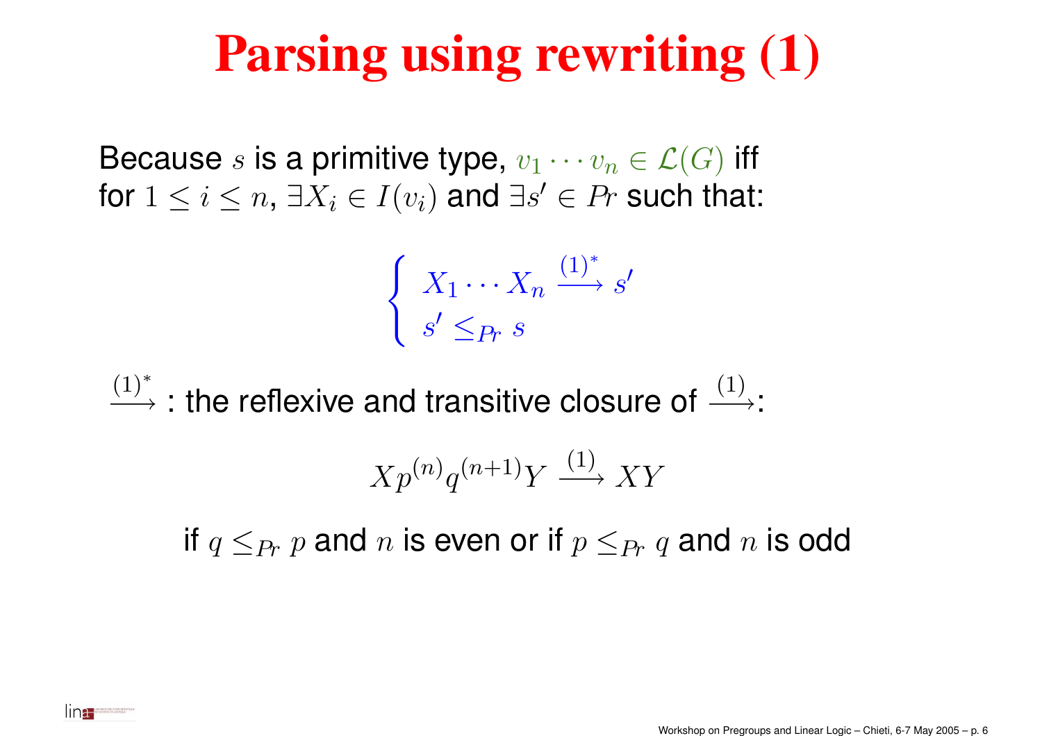# Parsing using rewriting (1)

Because $s$ is a primitive type, $v_1 \cdots v_n \in \mathcal{L}(G)$ iff for $1 \leq i \leq n$, $\exists X_i \in I(v_i)$ and $\exists s' \in Pr$ such that:

$$\begin{cases} X_1 \cdots X_n \xrightarrow{(1)^*} s' \\ s' \leq_{Pr} s \end{cases}$$

$\xrightarrow{(1)^*}$ : the reflexive and transitive closure of $\xrightarrow{(1)}$:

$$X p^{(n)} q^{(n+1)} Y \xrightarrow{(1)} XY$$

if $q \leq_{Pr} p$ and $n$ is even or if $p \leq_{Pr} q$ and $n$ is odd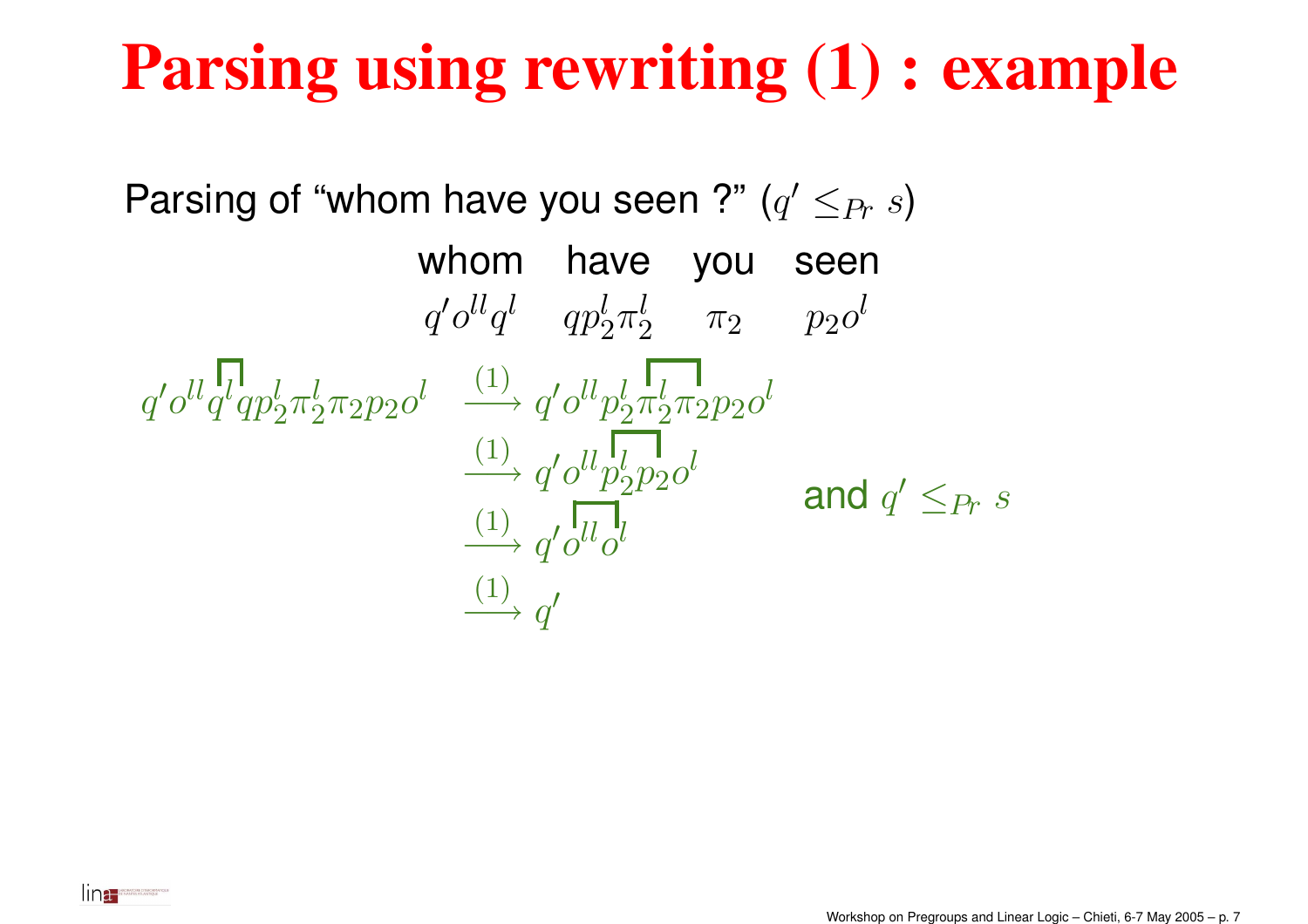# Parsing using rewriting (1) : example

Parsing of "whom have you seen ?" ($q' \leq_{Pr} s$)

| whom | have | you | seen |
|---|---|---|---|
| $q' o^{ll} q^l$ | $q p_2^l \pi_2^l$ | $\pi_2$ | $p_2 o^l$ |

$$
\begin{aligned}
q' o^{ll} q^l q p_2^l \pi_2^l \pi_2 p_2 o^l &\xrightarrow{(1)} q' o^{ll} p_2^l \pi_2^l \pi_2 p_2 o^l \\
&\xrightarrow{(1)} q' o^{ll} p_2^l p_2 o^l \\
&\xrightarrow{(1)} q' o^{ll} o^l \\
&\xrightarrow{(1)} q'
\end{aligned}
$$

and $q' \leq_{Pr} s$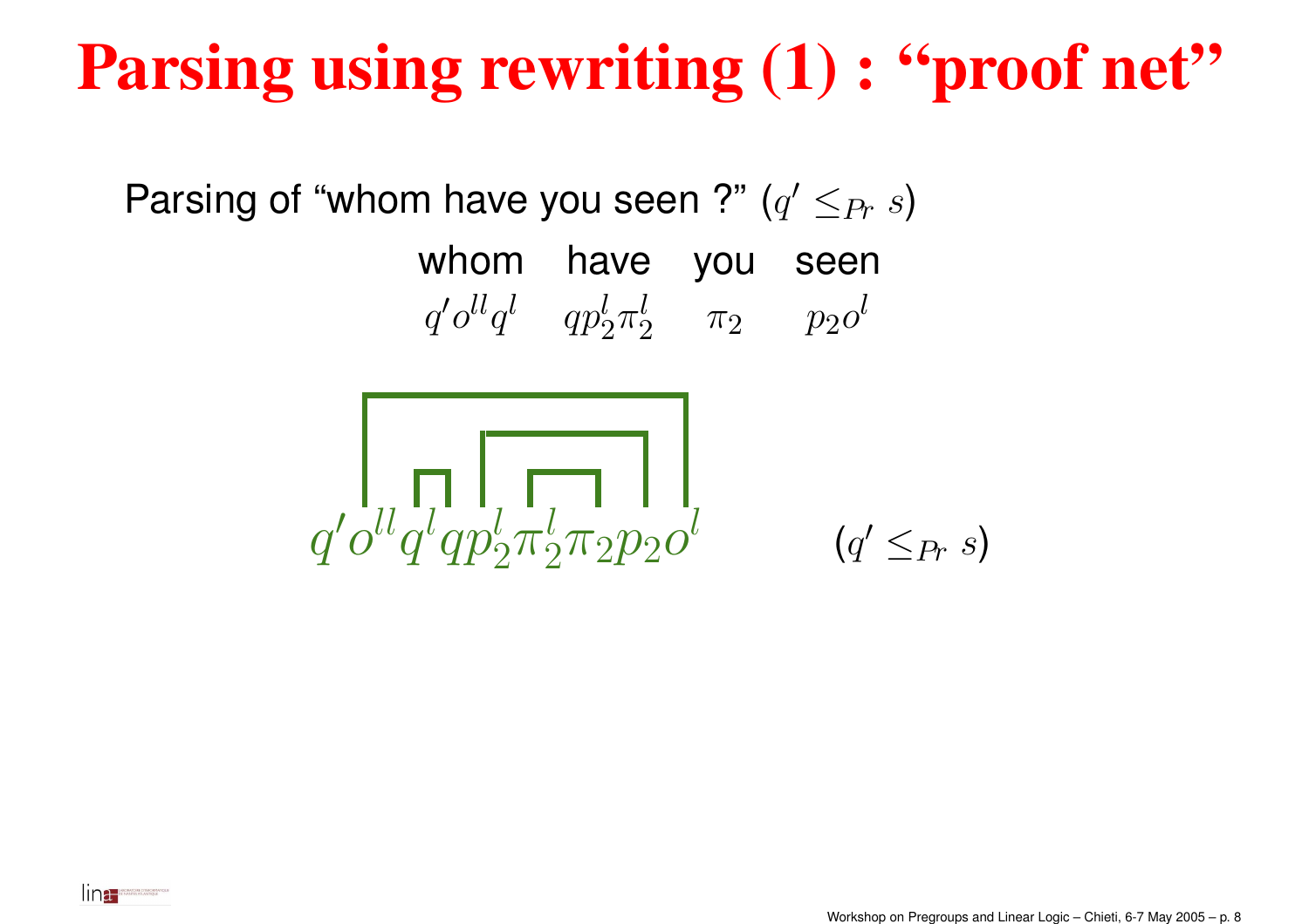# Parsing using rewriting (1) : “proof net”

Parsing of “whom have you seen ?” ($q' \leq_{Pr} s$)

| whom | have | you | seen |
|---|---|---|---|
| $q' o^{ll} q^l$ | $q p_2^l \pi_2^l$ | $\pi_2$ | $p_2 o^l$ |

$$q' o^{ll} q^l q p_2^l \pi_2^l \pi_2 p_2 o^l \qquad (q' \leq_{Pr} s)$$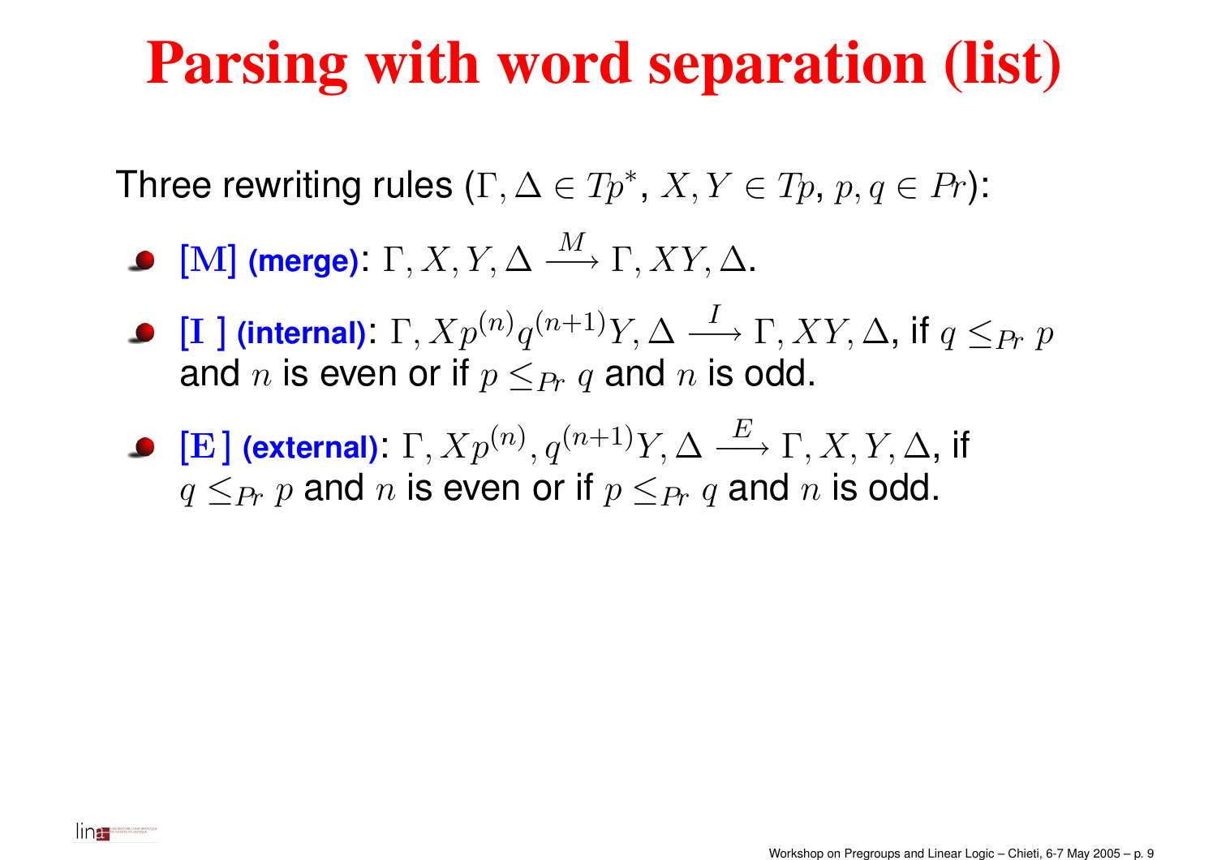# Parsing with word separation (list)

Three rewriting rules ($\Gamma, \Delta \in Tp^*$, $X, Y \in Tp$, $p, q \in Pr$):

- **[M] (merge)**: $\Gamma, X, Y, \Delta \xrightarrow{M} \Gamma, XY, \Delta$.
- **[I ] (internal)**: $\Gamma, Xp^{(n)}q^{(n+1)}Y, \Delta \xrightarrow{I} \Gamma, XY, \Delta$, if $q \leq_{Pr} p$ and $n$ is even or if $p \leq_{Pr} q$ and $n$ is odd.
- **[E ] (external)**: $\Gamma, Xp^{(n)}, q^{(n+1)}Y, \Delta \xrightarrow{E} \Gamma, X, Y, \Delta$, if $q \leq_{Pr} p$ and $n$ is even or if $p \leq_{Pr} q$ and $n$ is odd.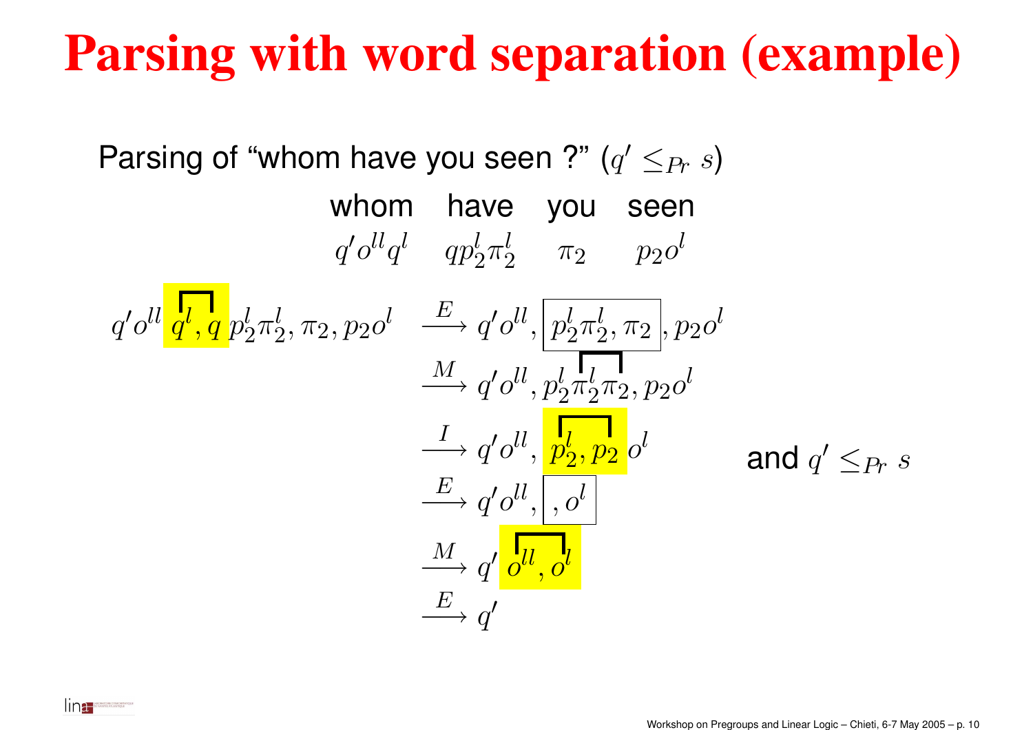# Parsing with word separation (example)

Parsing of "whom have you seen ?" ($q' \leq_{Pr} s$)

| whom | have | you | seen |
|---|---|---|---|
| $q' o^{ll} q^l$ | $q p_2^l \pi_2^l$ | $\pi_2$ | $p_2 o^l$ |

$$
\begin{aligned}
q' o^{ll}\, q^l, q\, p_2^l \pi_2^l, \pi_2, p_2 o^l
&\xrightarrow{E} q' o^{ll}, \boxed{p_2^l \pi_2^l, \pi_2}, p_2 o^l \\
&\xrightarrow{M} q' o^{ll}, p_2^l \pi_2^l \pi_2, p_2 o^l \\
&\xrightarrow{I} q' o^{ll}, p_2^l, p_2\, o^l \\
&\xrightarrow{E} q' o^{ll}, \boxed{, o^l} \\
&\xrightarrow{M} q'\, o^{ll}, o^l \\
&\xrightarrow{E} q'
\end{aligned}
$$

and $q' \leq_{Pr} s$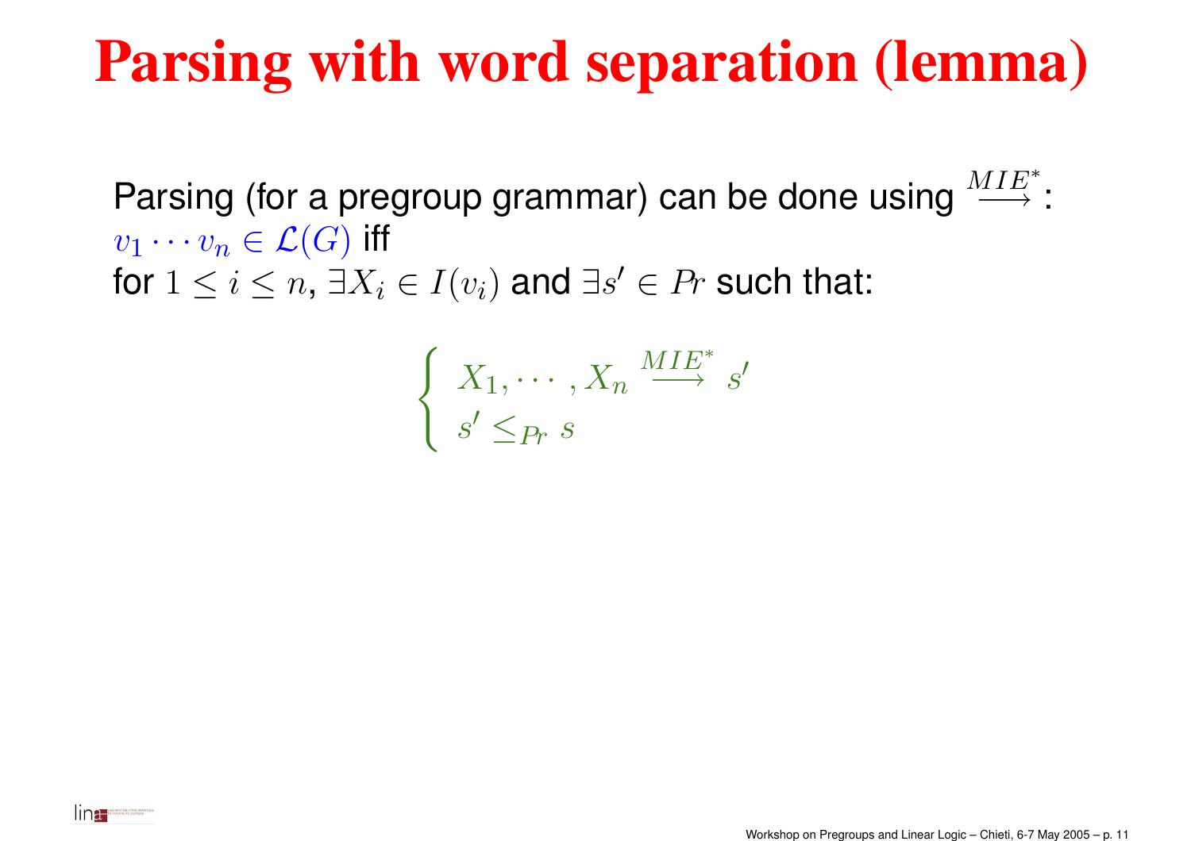# Parsing with word separation (lemma)

Parsing (for a pregroup grammar) can be done using $\xrightarrow{MIE^*}$:
$v_1 \cdots v_n \in \mathcal{L}(G)$ iff
for $1 \leq i \leq n$, $\exists X_i \in I(v_i)$ and $\exists s' \in Pr$ such that:

$$\begin{cases} X_1, \cdots, X_n \xrightarrow{MIE^*} s' \\ s' \leq_{Pr} s \end{cases}$$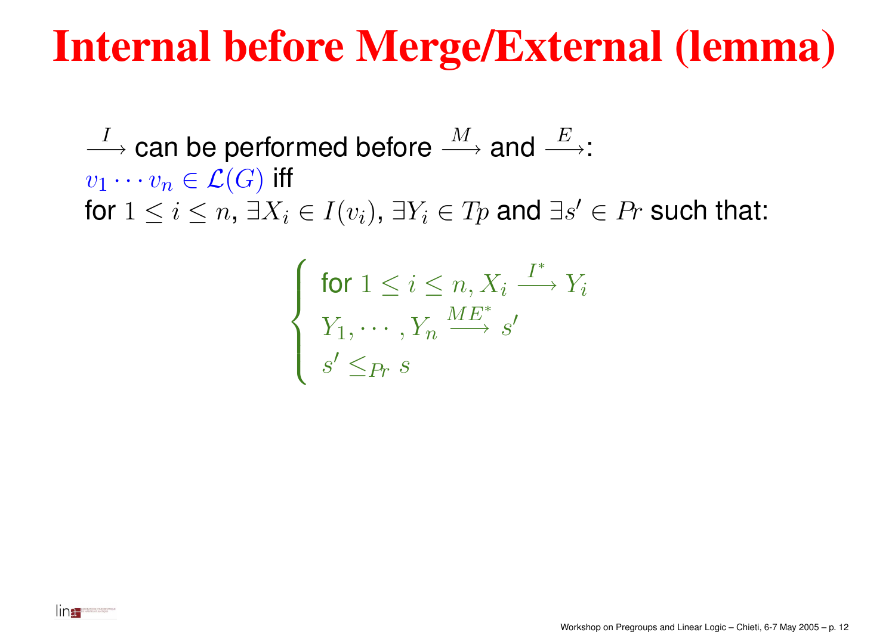# Internal before Merge/External (lemma)

$\xrightarrow{I}$ can be performed before $\xrightarrow{M}$ and $\xrightarrow{E}$:
$v_1 \cdots v_n \in \mathcal{L}(G)$ iff
for $1 \leq i \leq n$, $\exists X_i \in I(v_i)$, $\exists Y_i \in Tp$ and $\exists s' \in Pr$ such that:

$$
\begin{cases}
\text{for } 1 \leq i \leq n, X_i \xrightarrow{I^*} Y_i \\
Y_1, \cdots, Y_n \xrightarrow{ME^*} s' \\
s' \leq_{Pr} s
\end{cases}
$$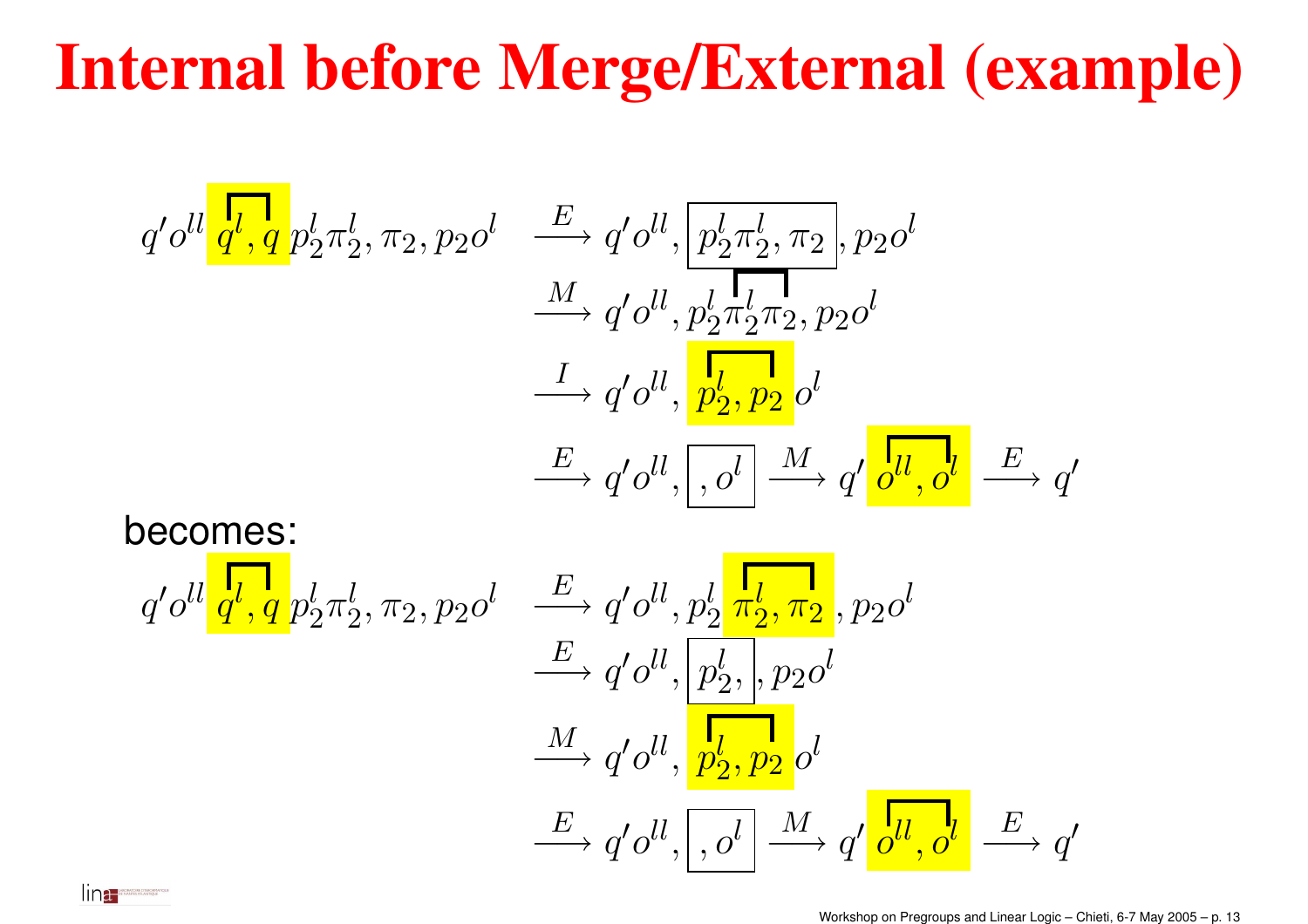# Internal before Merge/External (example)

$$
\begin{aligned}
q' o^{ll}\, q^l, q\, p_2^l \pi_2^l, \pi_2, p_2 o^l &\xrightarrow{E} q' o^{ll}, \boxed{p_2^l \pi_2^l, \pi_2}, p_2 o^l \\
&\xrightarrow{M} q' o^{ll}, p_2^l \pi_2^l \pi_2, p_2 o^l \\
&\xrightarrow{I} q' o^{ll}, p_2^l, p_2\, o^l \\
&\xrightarrow{E} q' o^{ll}, \boxed{, o^l} \xrightarrow{M} q'\, o^{ll}, o^l \xrightarrow{E} q'
\end{aligned}
$$

becomes:

$$
\begin{aligned}
q' o^{ll}\, q^l, q\, p_2^l \pi_2^l, \pi_2, p_2 o^l &\xrightarrow{E} q' o^{ll}, p_2^l\, \pi_2^l, \pi_2, p_2 o^l \\
&\xrightarrow{E} q' o^{ll}, \boxed{p_2^l,}, p_2 o^l \\
&\xrightarrow{M} q' o^{ll}, p_2^l, p_2\, o^l \\
&\xrightarrow{E} q' o^{ll}, \boxed{, o^l} \xrightarrow{M} q'\, o^{ll}, o^l \xrightarrow{E} q'
\end{aligned}
$$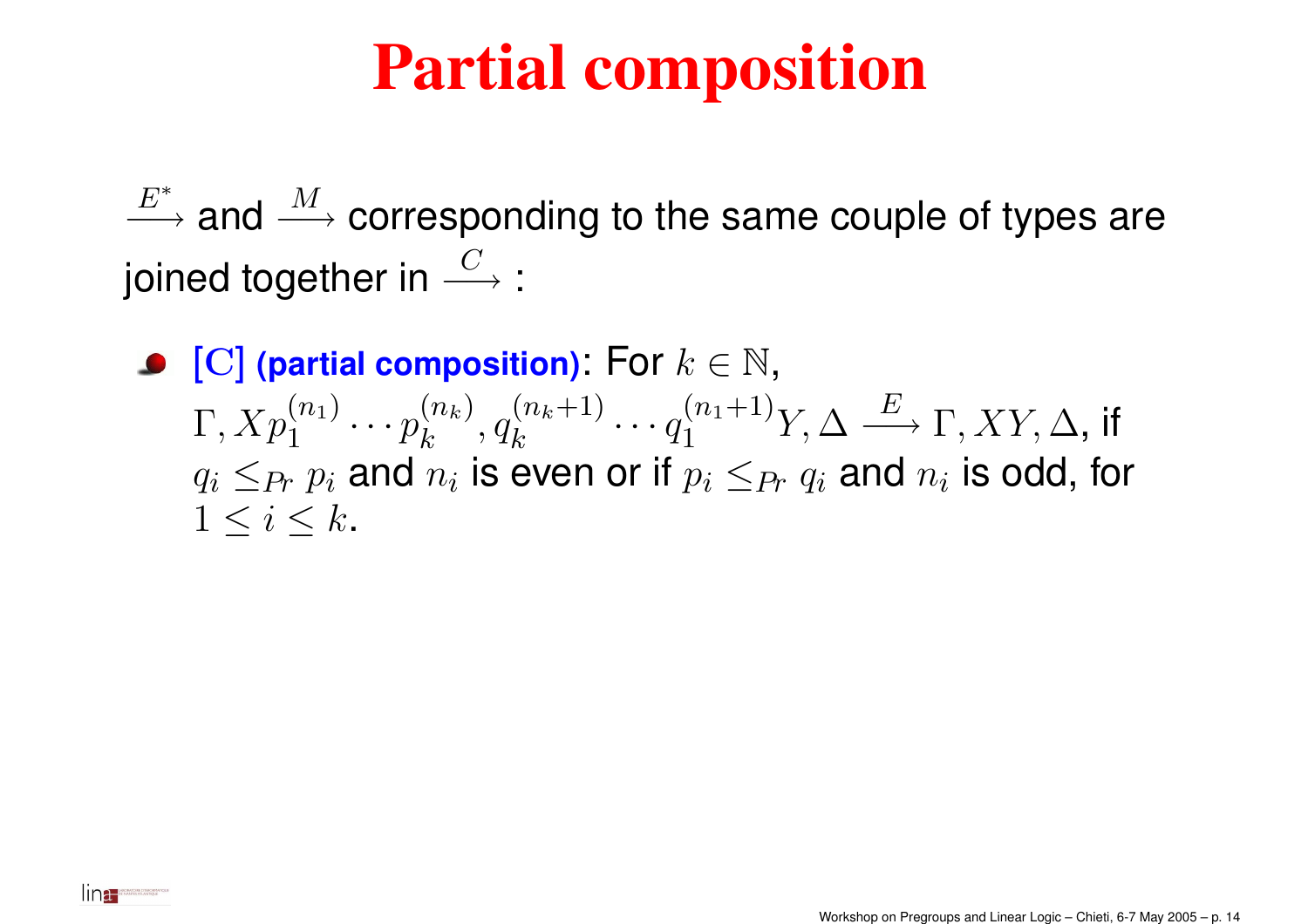# Partial composition

$\xrightarrow{E^*}$ and $\xrightarrow{M}$ corresponding to the same couple of types are joined together in $\xrightarrow{C}$ :

- **[C] (partial composition)**: For $k \in \mathbb{N}$, $\Gamma, Xp_1^{(n_1)} \cdots p_k^{(n_k)}, q_k^{(n_k+1)} \cdots q_1^{(n_1+1)}Y, \Delta \xrightarrow{E} \Gamma, XY, \Delta$, if $q_i \leq_{Pr} p_i$ and $n_i$ is even or if $p_i \leq_{Pr} q_i$ and $n_i$ is odd, for $1 \leq i \leq k$.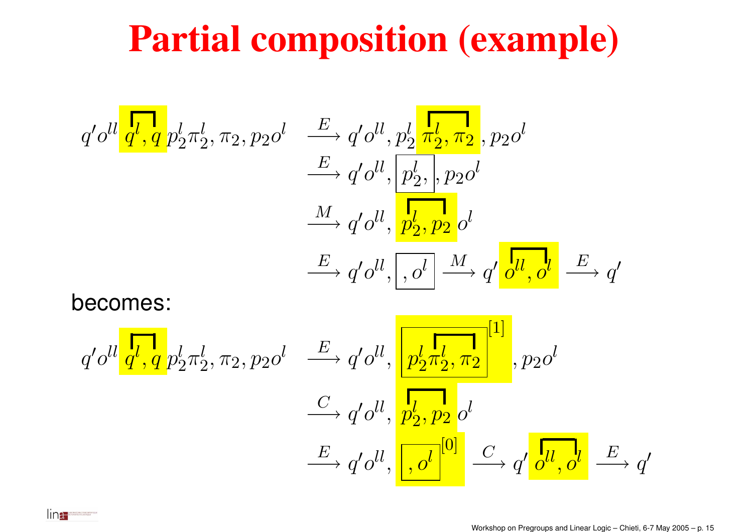# Partial composition (example)

$$
\begin{aligned}
q' o^{ll}\, q^l, q\, p_2^l \pi_2^l, \pi_2, p_2 o^l \quad & \xrightarrow{E} q' o^{ll}, p_2^l\, \pi_2^l, \pi_2\, , p_2 o^l \\
& \xrightarrow{E} q' o^{ll}, \boxed{p_2^l,}\, , p_2 o^l \\
& \xrightarrow{M} q' o^{ll},\, p_2^l, p_2\, o^l \\
& \xrightarrow{E} q' o^{ll}, \boxed{, o^l} \xrightarrow{M} q'\, o^{ll}, o^l \xrightarrow{E} q'
\end{aligned}
$$

becomes:

$$
\begin{aligned}
q' o^{ll}\, q^l, q\, p_2^l \pi_2^l, \pi_2, p_2 o^l \quad & \xrightarrow{E} q' o^{ll}, \boxed{p_2^l \pi_2^l, \pi_2}^{[1]}, p_2 o^l \\
& \xrightarrow{C} q' o^{ll},\, p_2^l, p_2\, o^l \\
& \xrightarrow{E} q' o^{ll}, \boxed{, o^l}^{[0]} \xrightarrow{C} q'\, o^{ll}, o^l \xrightarrow{E} q'
\end{aligned}
$$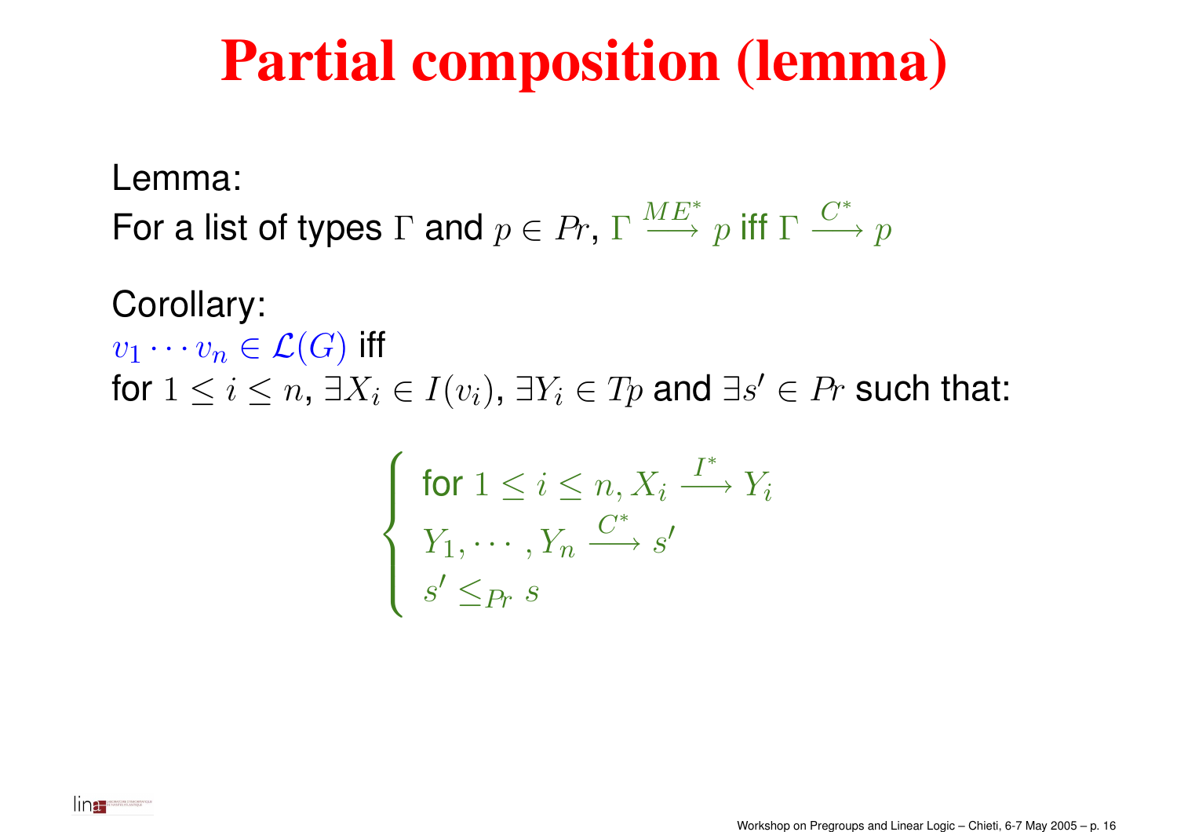# Partial composition (lemma)

Lemma:
For a list of types $\Gamma$ and $p \in Pr$, $\Gamma \xrightarrow{ME^*} p$ iff $\Gamma \xrightarrow{C^*} p$

Corollary:
$v_1 \cdots v_n \in \mathcal{L}(G)$ iff
for $1 \leq i \leq n$, $\exists X_i \in I(v_i)$, $\exists Y_i \in Tp$ and $\exists s' \in Pr$ such that:

$$\begin{cases} \text{for } 1 \leq i \leq n, X_i \xrightarrow{I^*} Y_i \\ Y_1, \cdots, Y_n \xrightarrow{C^*} s' \\ s' \leq_{Pr} s \end{cases}$$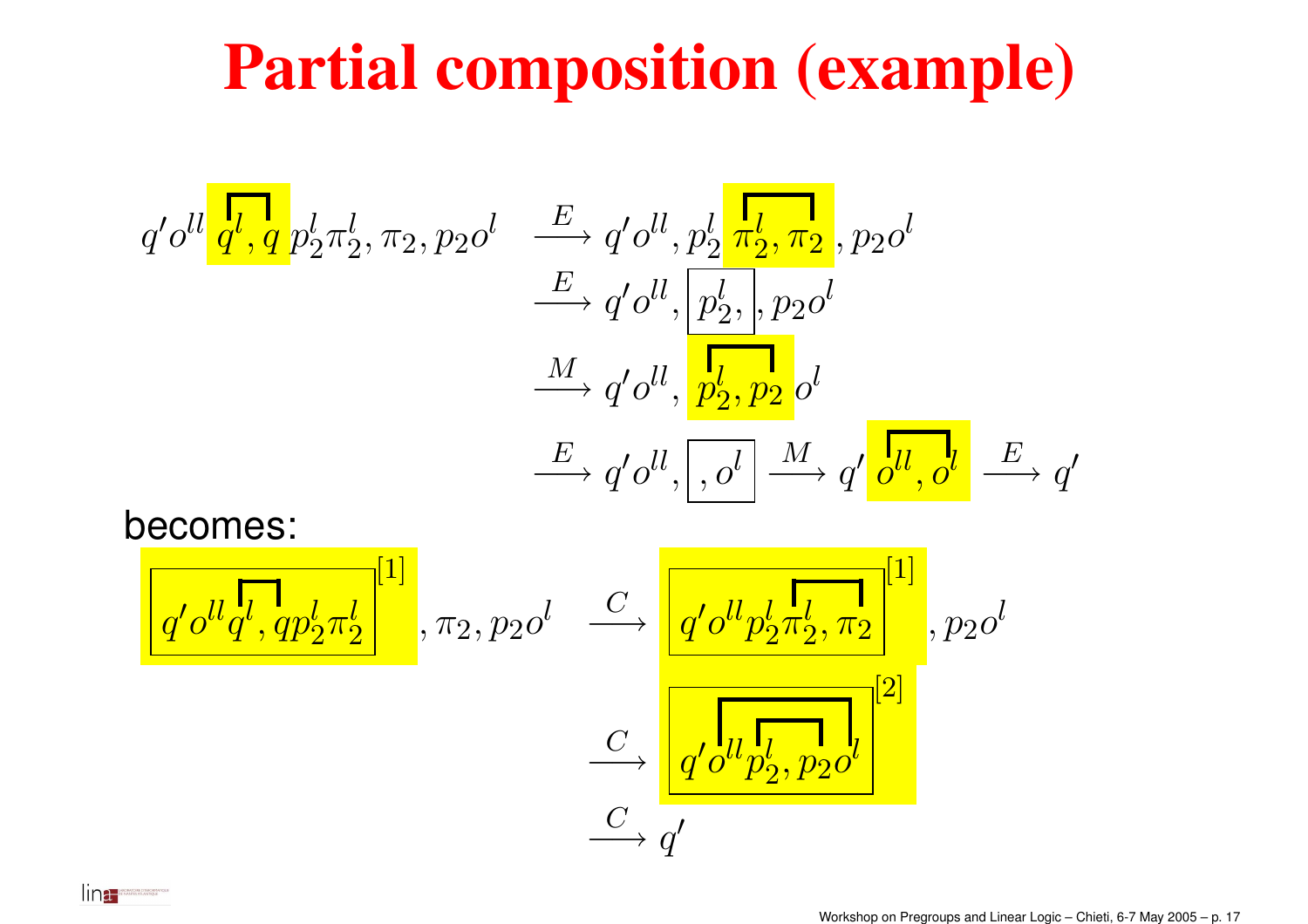# Partial composition (example)

$$
\begin{aligned}
q' o^{ll}\, \boxed{q^l, q}\, p_2^l \pi_2^l, \pi_2, p_2 o^l \quad & \xrightarrow{E} q' o^{ll}, p_2^l\, \boxed{\pi_2^l, \pi_2}\, , p_2 o^l \\
& \xrightarrow{E} q' o^{ll}, \boxed{p_2^l,}\, , p_2 o^l \\
& \xrightarrow{M} q' o^{ll}, \boxed{p_2^l, p_2}\, o^l \\
& \xrightarrow{E} q' o^{ll}, \boxed{, o^l} \xrightarrow{M} q'\, \boxed{o^{ll}, o^l} \xrightarrow{E} q'
\end{aligned}
$$

becomes:

$$
\begin{aligned}
\boxed{q' o^{ll} q^l, q p_2^l \pi_2^l}^{[1]}, \pi_2, p_2 o^l \quad & \xrightarrow{C} \boxed{q' o^{ll} p_2^l \pi_2^l, \pi_2}^{[1]}, p_2 o^l \\
& \xrightarrow{C} \boxed{q' o^{ll} p_2^l, p_2 o^l}^{[2]} \\
& \xrightarrow{C} q'
\end{aligned}
$$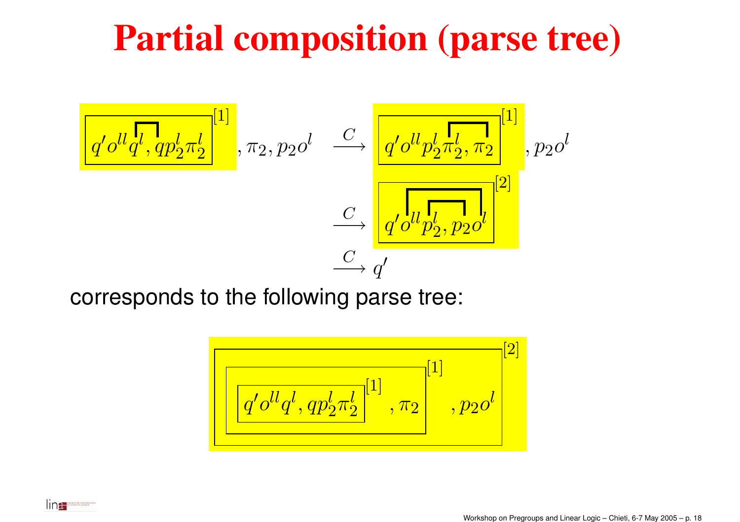# Partial composition (parse tree)

$$\boxed{q' o^{ll} q^l, q p_2^l \pi_2^l}^{[1]}, \pi_2, p_2 o^l \xrightarrow{C} \boxed{q' o^{ll} p_2^l \pi_2^l, \pi_2}^{[1]}, p_2 o^l$$

$$\xrightarrow{C} \boxed{q' o^{ll} p_2^l, p_2 o^l}^{[2]}$$

$$\xrightarrow{C} q'$$

corresponds to the following parse tree:

$$\boxed{\boxed{\boxed{q' o^{ll} q^l, q p_2^l \pi_2^l}^{[1]}, \pi_2}^{[1]}, p_2 o^l}^{[2]}$$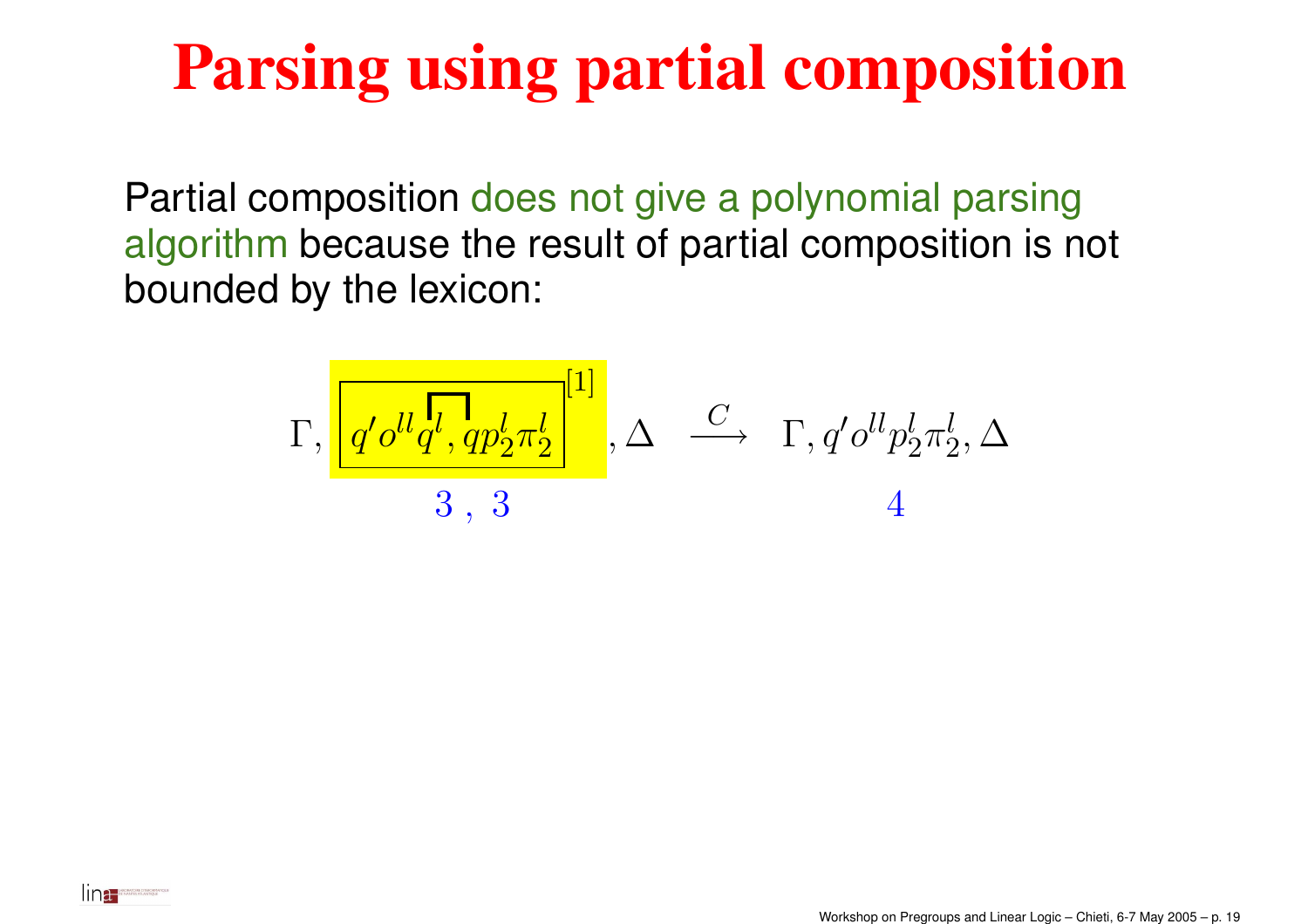# Parsing using partial composition

Partial composition does not give a polynomial parsing algorithm because the result of partial composition is not bounded by the lexicon:

$$\Gamma, \boxed{q' o^{ll} q^l, q p_2^l \pi_2^l}^{[1]}, \Delta \quad \xrightarrow{C} \quad \Gamma, q' o^{ll} p_2^l \pi_2^l, \Delta$$

$$3\ ,\ 3 \qquad\qquad\qquad\qquad 4$$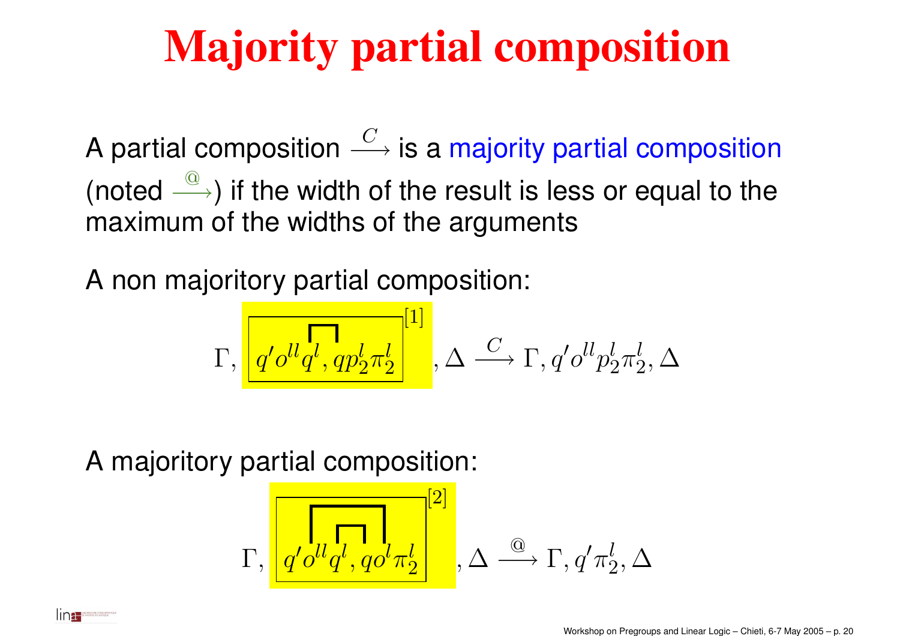# Majority partial composition

A partial composition $\xrightarrow{C}$ is a majority partial composition (noted $\xrightarrow{@}$) if the width of the result is less or equal to the maximum of the widths of the arguments

A non majoritory partial composition:

$$\Gamma, \boxed{q' o^{ll} q^l, q p_2^l \pi_2^l}^{[1]}, \Delta \xrightarrow{C} \Gamma, q' o^{ll} p_2^l \pi_2^l, \Delta$$

A majoritory partial composition:

$$\Gamma, \boxed{q' o^{ll} q^l, q o^l \pi_2^l}^{[2]}, \Delta \xrightarrow{@} \Gamma, q' \pi_2^l, \Delta$$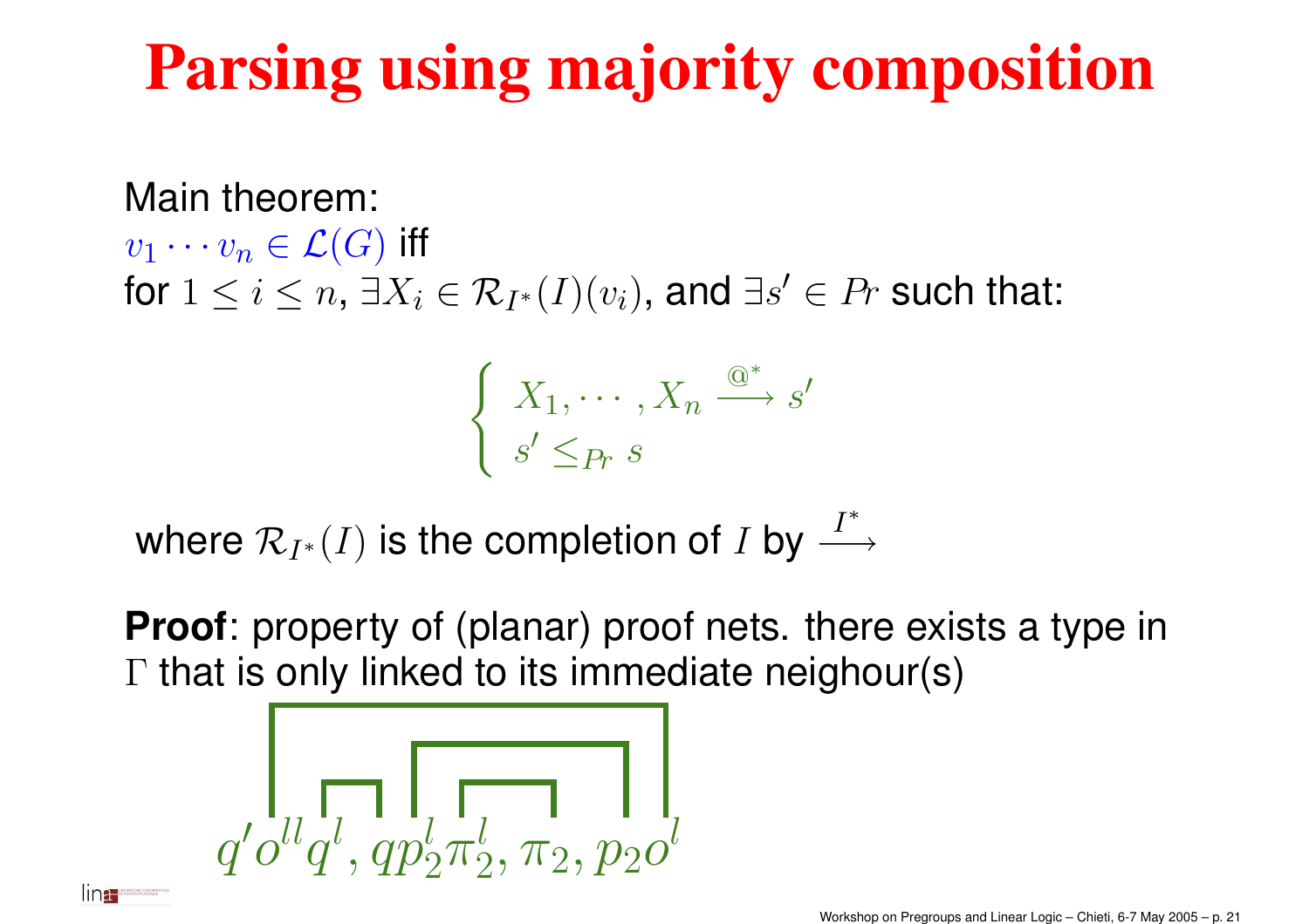# Parsing using majority composition

Main theorem:
$v_1 \cdots v_n \in \mathcal{L}(G)$ iff
for $1 \leq i \leq n$, $\exists X_i \in \mathcal{R}_{I^*}(I)(v_i)$, and $\exists s' \in Pr$ such that:

$$\begin{cases} X_1, \cdots, X_n \xrightarrow{@^*} s' \\ s' \leq_{Pr} s \end{cases}$$

where $\mathcal{R}_{I^*}(I)$ is the completion of $I$ by $\xrightarrow{I^*}$

**Proof**: property of (planar) proof nets. there exists a type in $\Gamma$ that is only linked to its immediate neighour(s)

$$q' o^{ll} q^l, q p_2^l \pi_2^l, \pi_2, p_2 o^l$$

Workshop on Pregroups and Linear Logic – Chieti, 6-7 May 2005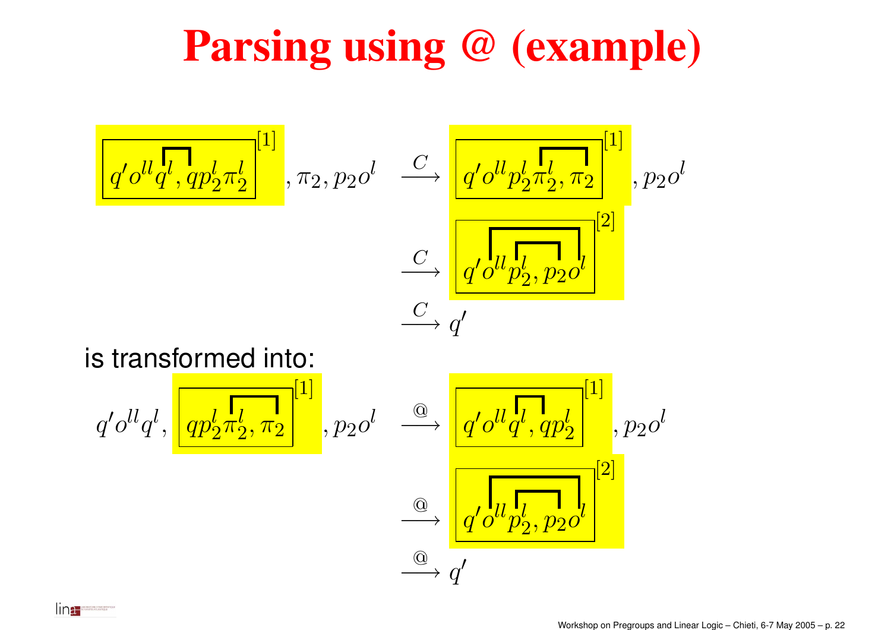# Parsing using @ (example)

$$\boxed{q' o^{ll} q^l, q p_2^l \pi_2^l}^{[1]}, \pi_2, p_2 o^l \xrightarrow{C} \boxed{q' o^{ll} p_2^l \pi_2^l, \pi_2}^{[1]}, p_2 o^l$$

$$\xrightarrow{C} \boxed{q' o^{ll} p_2^l, p_2 o^l}^{[2]}$$

$$\xrightarrow{C} q'$$

is transformed into:

$$q' o^{ll} q^l, \boxed{q p_2^l \pi_2^l, \pi_2}^{[1]}, p_2 o^l \xrightarrow{@} \boxed{q' o^{ll} q^l, q p_2^l}^{[1]}, p_2 o^l$$

$$\xrightarrow{@} \boxed{q' o^{ll} p_2^l, p_2 o^l}^{[2]}$$

$$\xrightarrow{@} q'$$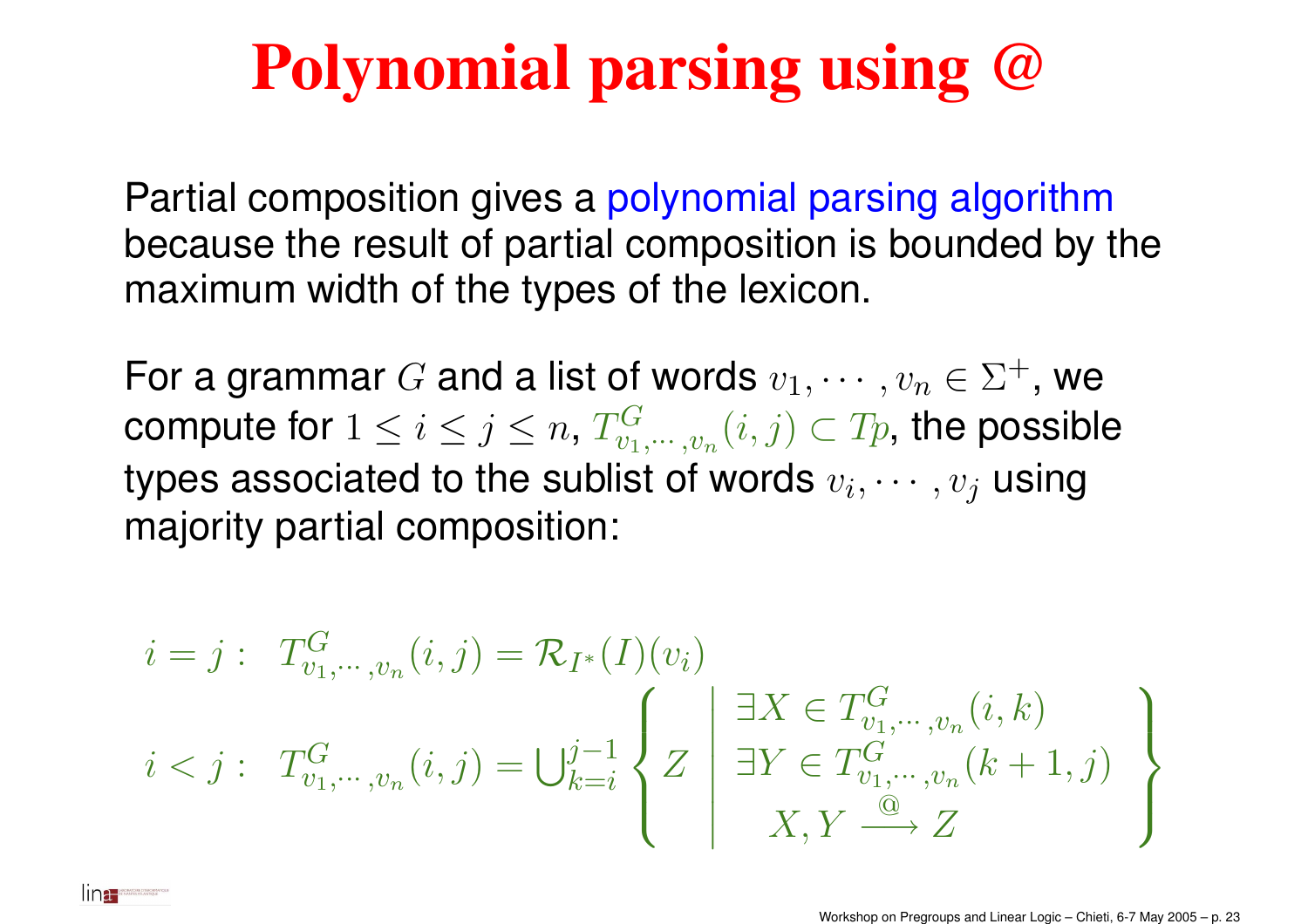# Polynomial parsing using @

Partial composition gives a polynomial parsing algorithm because the result of partial composition is bounded by the maximum width of the types of the lexicon.

For a grammar $G$ and a list of words $v_1, \cdots, v_n \in \Sigma^+$, we compute for $1 \leq i \leq j \leq n$, $T^G_{v_1,\cdots,v_n}(i,j) \subset Tp$, the possible types associated to the sublist of words $v_i, \cdots, v_j$ using majority partial composition:

$$i = j : \quad T^G_{v_1,\cdots,v_n}(i,j) = \mathcal{R}_{I^*}(I)(v_i)$$

$$i < j : \quad T^G_{v_1,\cdots,v_n}(i,j) = \bigcup_{k=i}^{j-1} \left\{ Z \;\middle|\; \begin{array}{c} \exists X \in T^G_{v_1,\cdots,v_n}(i,k) \\ \exists Y \in T^G_{v_1,\cdots,v_n}(k+1,j) \\ X, Y \xrightarrow{@} Z \end{array} \right\}$$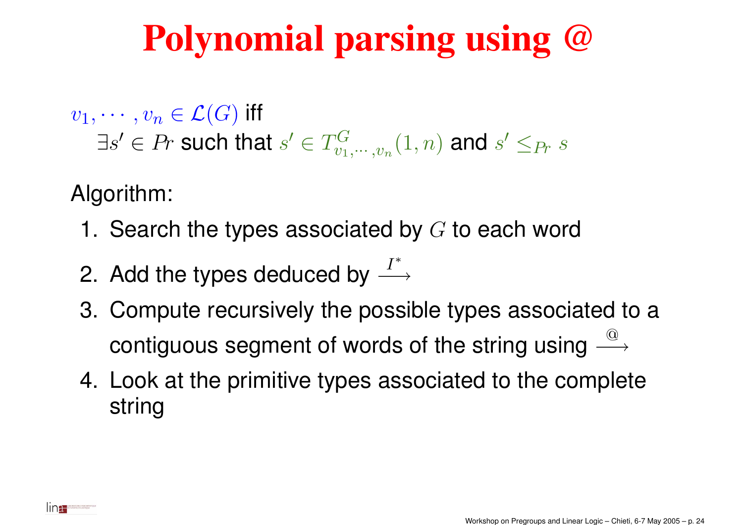# Polynomial parsing using @

$v_1, \cdots, v_n \in \mathcal{L}(G)$ iff
$\exists s' \in Pr$ such that $s' \in T^G_{v_1,\cdots,v_n}(1,n)$ and $s' \leq_{Pr} s$

Algorithm:

1. Search the types associated by $G$ to each word
2. Add the types deduced by $\xrightarrow{I^*}$
3. Compute recursively the possible types associated to a contiguous segment of words of the string using $\xrightarrow{@}$
4. Look at the primitive types associated to the complete string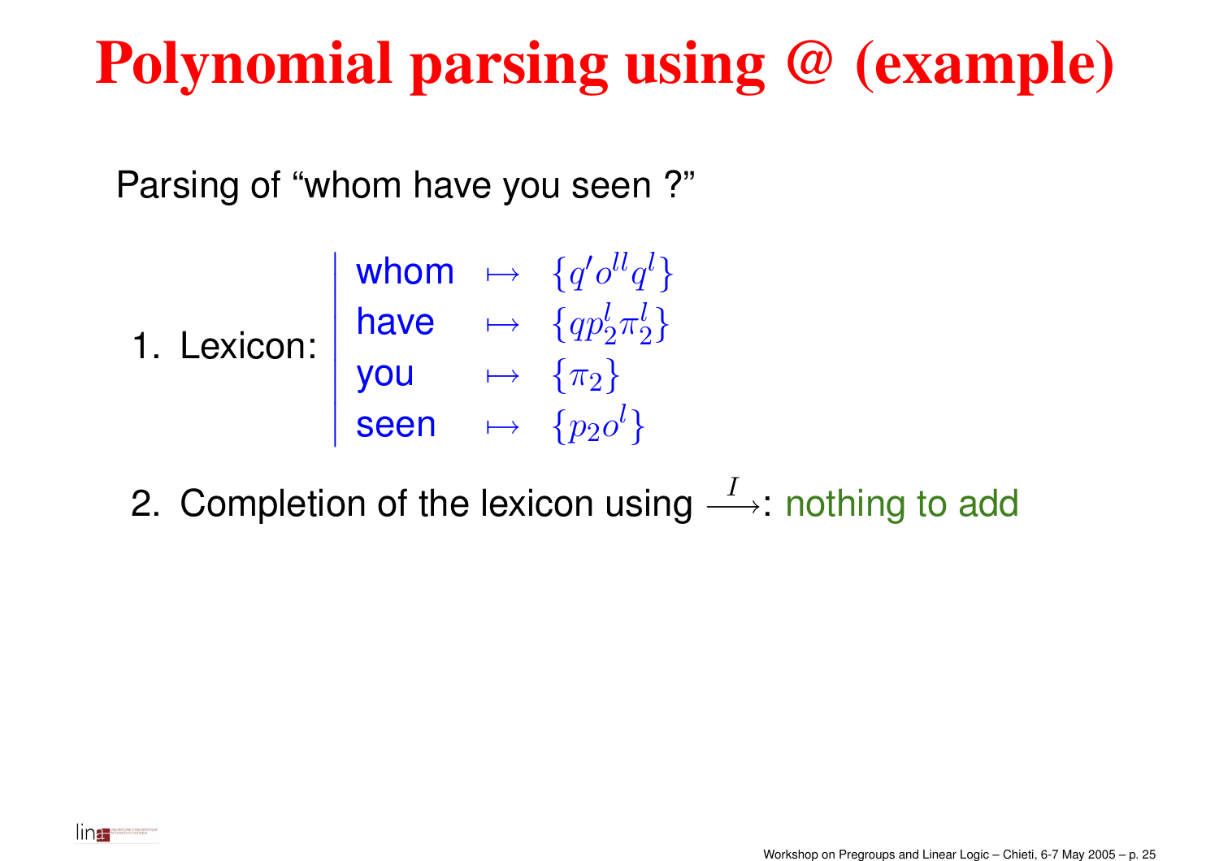# Polynomial parsing using @ (example)

Parsing of "whom have you seen ?"

1. Lexicon:

$$
\begin{array}{|lll}
\text{whom} & \mapsto & \{q' o^{ll} q^l\} \\
\text{have} & \mapsto & \{q p_2^l \pi_2^l\} \\
\text{you} & \mapsto & \{\pi_2\} \\
\text{seen} & \mapsto & \{p_2 o^l\}
\end{array}
$$

2. Completion of the lexicon using $\xrightarrow{I}$: nothing to add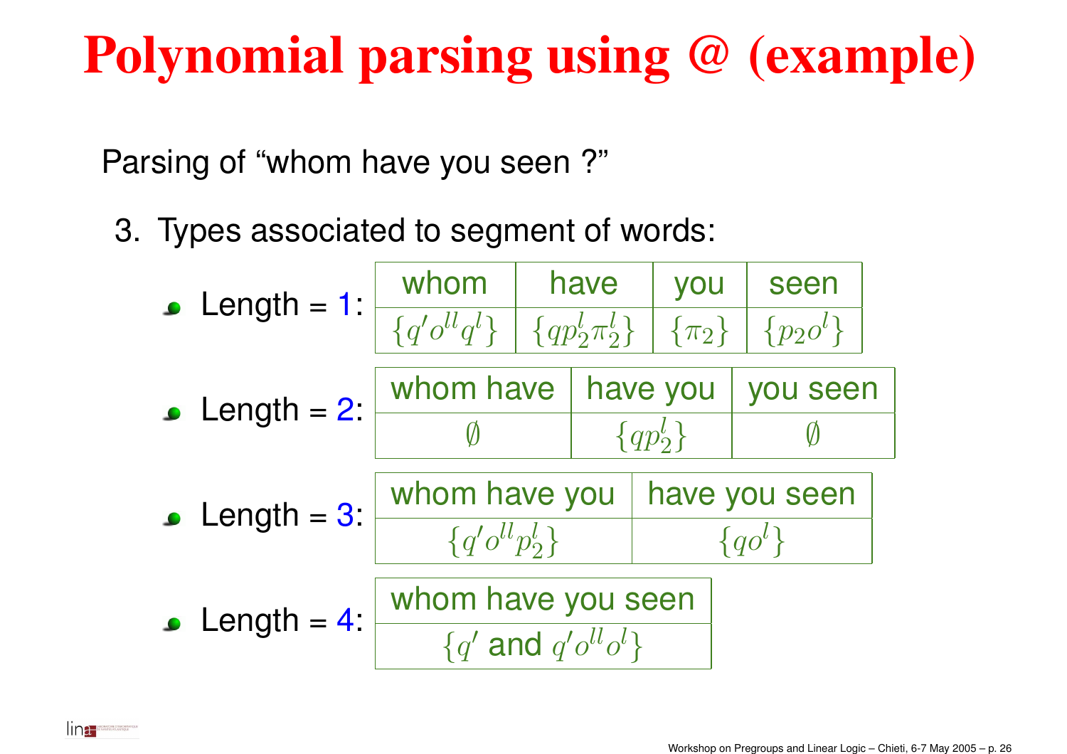# Polynomial parsing using @ (example)

Parsing of "whom have you seen ?"

3. Types associated to segment of words:

- Length = 1:

| whom | have | you | seen |
|---|---|---|---|
| $\{q' o^{ll} q^l\}$ | $\{q p_2^l \pi_2^l\}$ | $\{\pi_2\}$ | $\{p_2 o^l\}$ |

- Length = 2:

| whom have | have you | you seen |
|---|---|---|
| $\emptyset$ | $\{q p_2^l\}$ | $\emptyset$ |

- Length = 3:

| whom have you | have you seen |
|---|---|
| $\{q' o^{ll} p_2^l\}$ | $\{q o^l\}$ |

- Length = 4:

| whom have you seen |
|---|
| $\{q'$ and $q' o^{ll} o^l\}$ |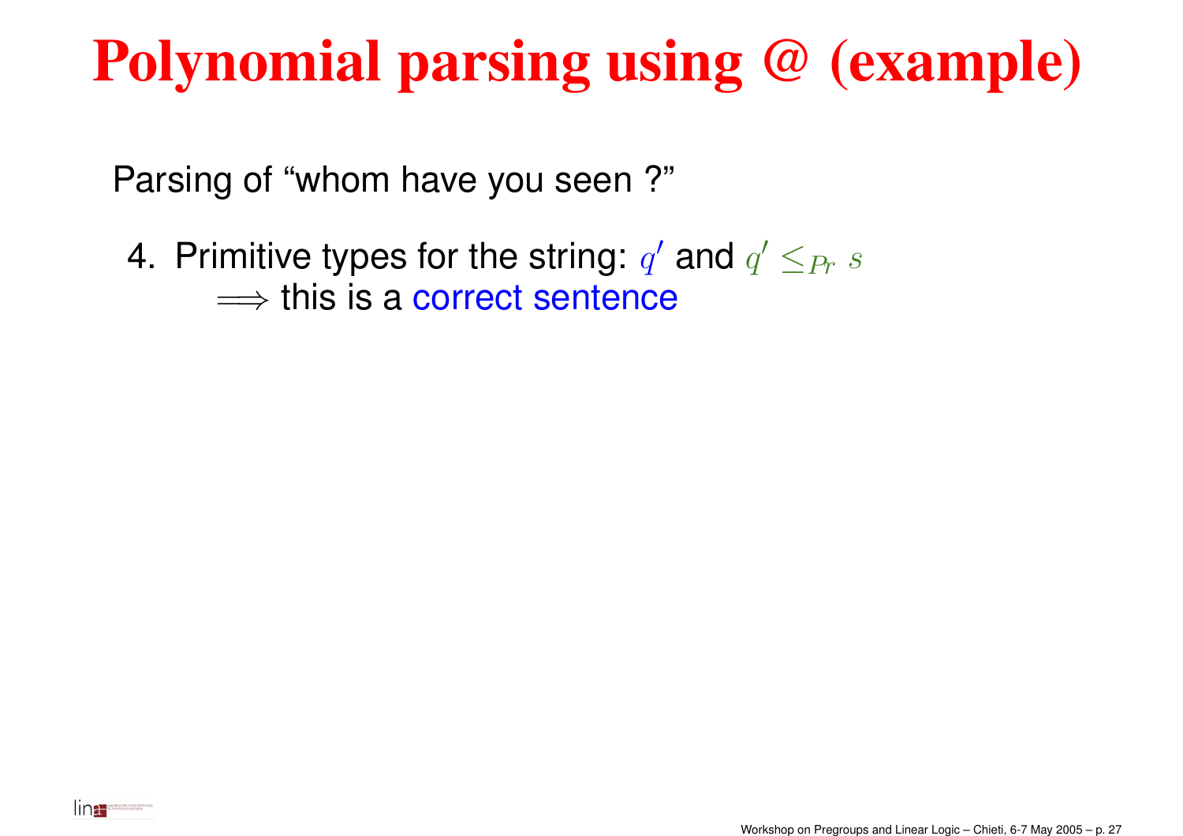# Polynomial parsing using @ (example)

Parsing of “whom have you seen ?”

4. Primitive types for the string: $q'$ and $q' \leq_{Pr} s$
   $\Longrightarrow$ this is a correct sentence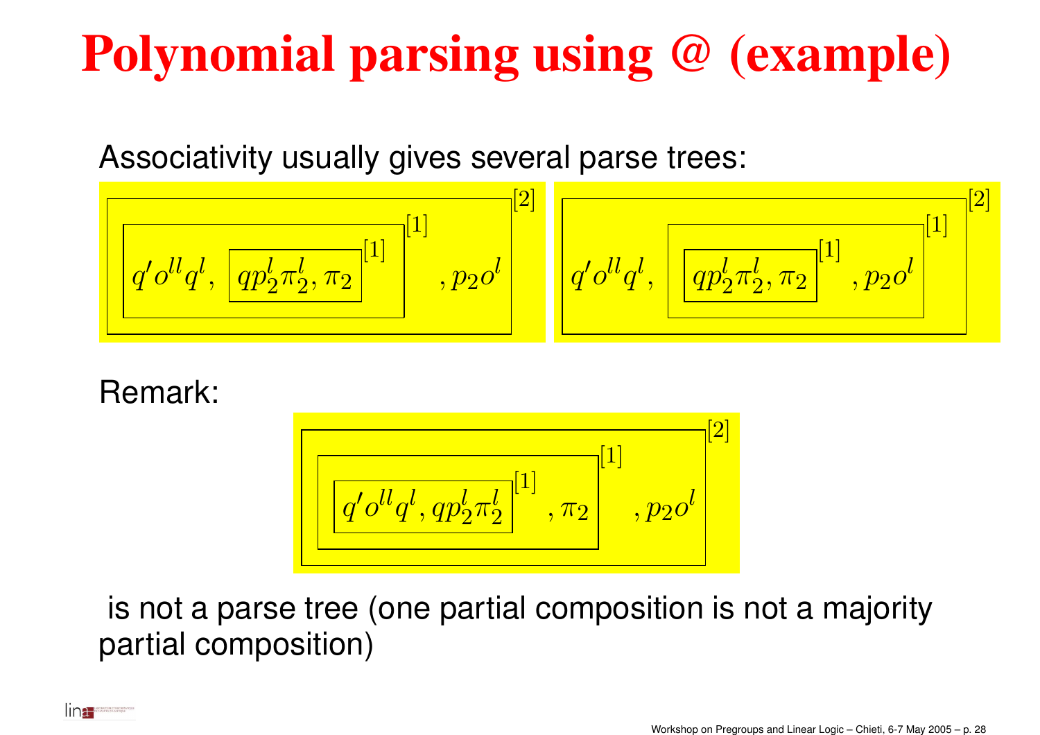# Polynomial parsing using @ (example)

Associativity usually gives several parse trees:

$$\left[ \left[ q' o^{ll} q^l , \left[ q p_2^l \pi_2^l , \pi_2 \right]^{[1]} \right]^{[1]} , p_2 o^l \right]^{[2]} \qquad \left[ q' o^{ll} q^l , \left[ \left[ q p_2^l \pi_2^l , \pi_2 \right]^{[1]} , p_2 o^l \right]^{[1]} \right]^{[2]}$$

Remark:

$$\left[ \left[ \left[ q' o^{ll} q^l , q p_2^l \pi_2^l \right]^{[1]} , \pi_2 \right]^{[1]} , p_2 o^l \right]^{[2]}$$

is not a parse tree (one partial composition is not a majority partial composition)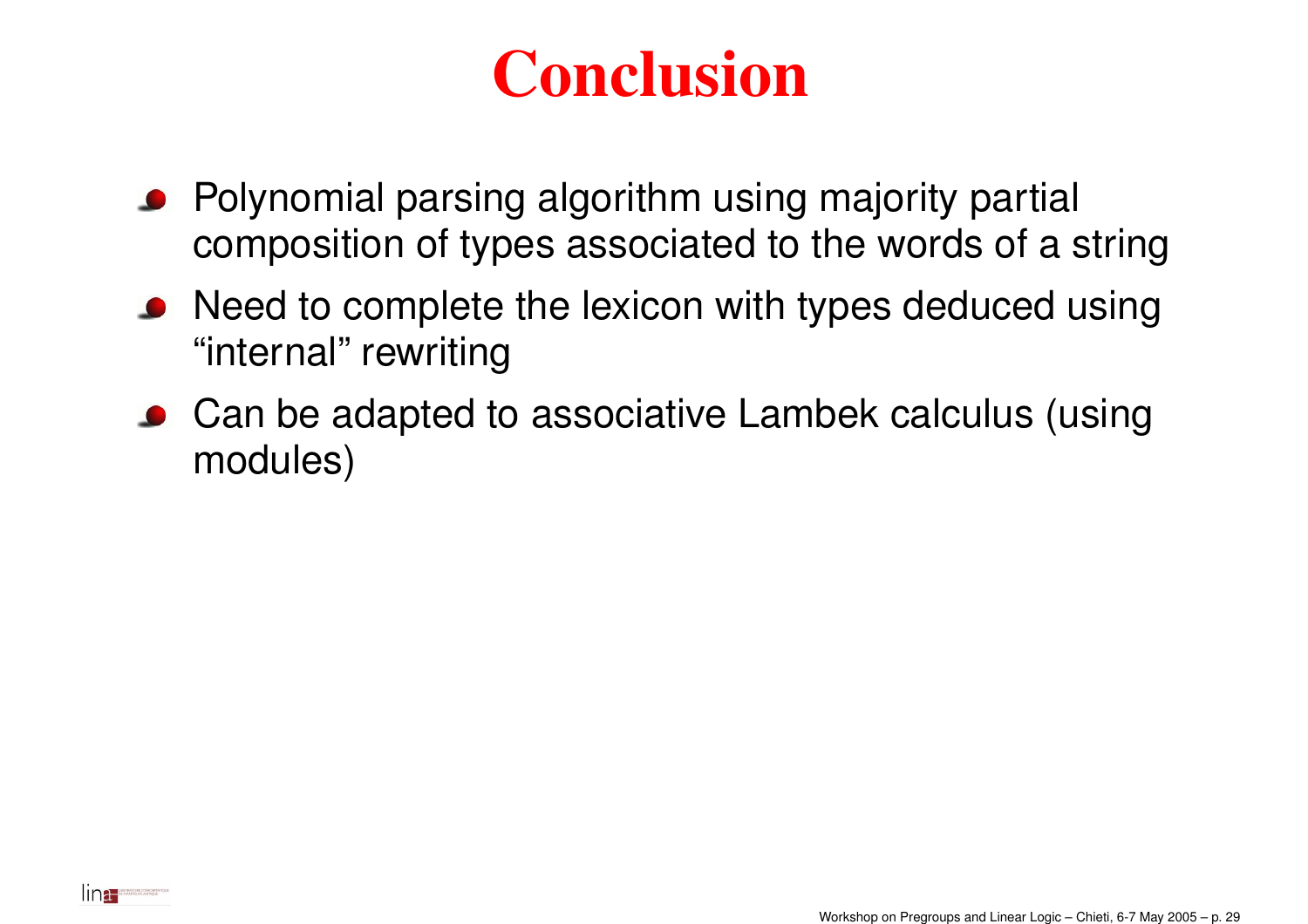# Conclusion

- Polynomial parsing algorithm using majority partial composition of types associated to the words of a string
- Need to complete the lexicon with types deduced using "internal" rewriting
- Can be adapted to associative Lambek calculus (using modules)